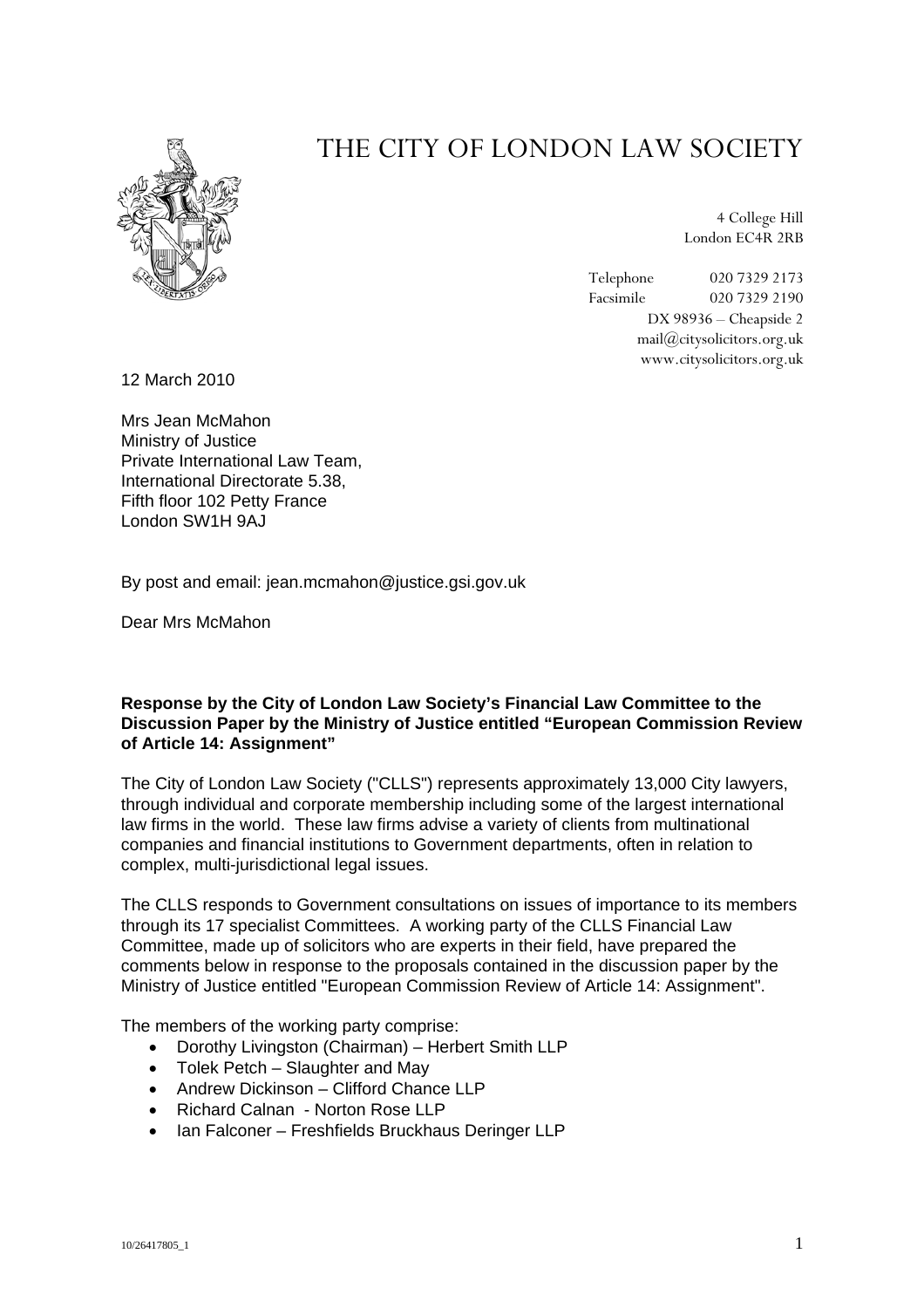# THE CITY OF LONDON LAW SOCIETY

4 College Hill
London EC4R 2RB

Telephone 020 7329 2173
Facsimile 020 7329 2190
DX 98936 – Cheapside 2
mail@citysolicitors.org.uk
www.citysolicitors.org.uk

12 March 2010

Mrs Jean McMahon
Ministry of Justice
Private International Law Team,
International Directorate 5.38,
Fifth floor 102 Petty France
London SW1H 9AJ

By post and email: jean.mcmahon@justice.gsi.gov.uk

Dear Mrs McMahon

**Response by the City of London Law Society's Financial Law Committee to the Discussion Paper by the Ministry of Justice entitled "European Commission Review of Article 14: Assignment"**

The City of London Law Society ("CLLS") represents approximately 13,000 City lawyers, through individual and corporate membership including some of the largest international law firms in the world. These law firms advise a variety of clients from multinational companies and financial institutions to Government departments, often in relation to complex, multi-jurisdictional legal issues.

The CLLS responds to Government consultations on issues of importance to its members through its 17 specialist Committees. A working party of the CLLS Financial Law Committee, made up of solicitors who are experts in their field, have prepared the comments below in response to the proposals contained in the discussion paper by the Ministry of Justice entitled "European Commission Review of Article 14: Assignment".

The members of the working party comprise:

- Dorothy Livingston (Chairman) – Herbert Smith LLP
- Tolek Petch – Slaughter and May
- Andrew Dickinson – Clifford Chance LLP
- Richard Calnan - Norton Rose LLP
- Ian Falconer – Freshfields Bruckhaus Deringer LLP

10/26417805_1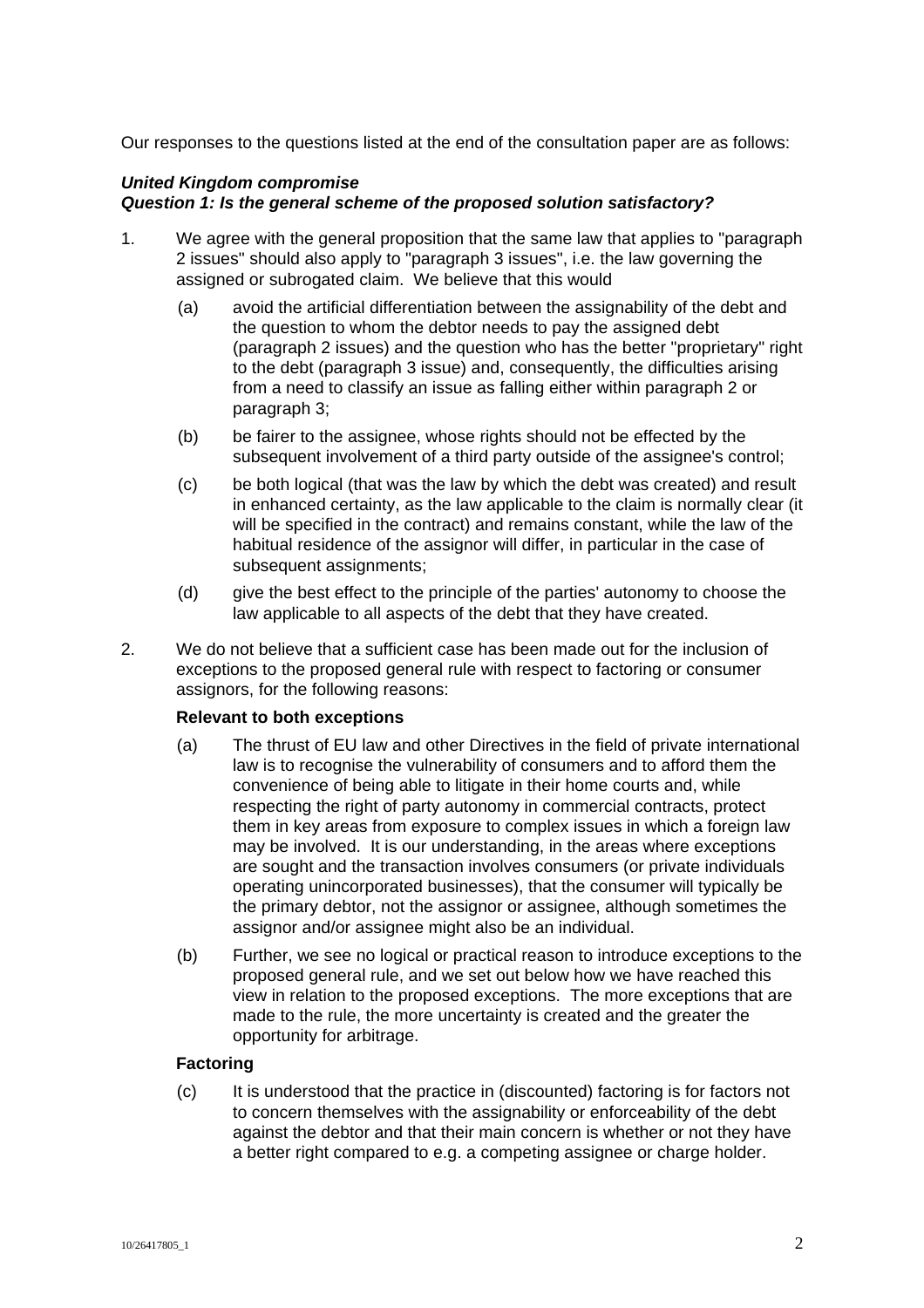Our responses to the questions listed at the end of the consultation paper are as follows:

***United Kingdom compromise***
***Question 1: Is the general scheme of the proposed solution satisfactory?***

1. We agree with the general proposition that the same law that applies to "paragraph 2 issues" should also apply to "paragraph 3 issues", i.e. the law governing the assigned or subrogated claim. We believe that this would

   (a) avoid the artificial differentiation between the assignability of the debt and the question to whom the debtor needs to pay the assigned debt (paragraph 2 issues) and the question who has the better "proprietary" right to the debt (paragraph 3 issue) and, consequently, the difficulties arising from a need to classify an issue as falling either within paragraph 2 or paragraph 3;

   (b) be fairer to the assignee, whose rights should not be effected by the subsequent involvement of a third party outside of the assignee's control;

   (c) be both logical (that was the law by which the debt was created) and result in enhanced certainty, as the law applicable to the claim is normally clear (it will be specified in the contract) and remains constant, while the law of the habitual residence of the assignor will differ, in particular in the case of subsequent assignments;

   (d) give the best effect to the principle of the parties' autonomy to choose the law applicable to all aspects of the debt that they have created.

2. We do not believe that a sufficient case has been made out for the inclusion of exceptions to the proposed general rule with respect to factoring or consumer assignors, for the following reasons:

   **Relevant to both exceptions**

   (a) The thrust of EU law and other Directives in the field of private international law is to recognise the vulnerability of consumers and to afford them the convenience of being able to litigate in their home courts and, while respecting the right of party autonomy in commercial contracts, protect them in key areas from exposure to complex issues in which a foreign law may be involved. It is our understanding, in the areas where exceptions are sought and the transaction involves consumers (or private individuals operating unincorporated businesses), that the consumer will typically be the primary debtor, not the assignor or assignee, although sometimes the assignor and/or assignee might also be an individual.

   (b) Further, we see no logical or practical reason to introduce exceptions to the proposed general rule, and we set out below how we have reached this view in relation to the proposed exceptions. The more exceptions that are made to the rule, the more uncertainty is created and the greater the opportunity for arbitrage.

   **Factoring**

   (c) It is understood that the practice in (discounted) factoring is for factors not to concern themselves with the assignability or enforceability of the debt against the debtor and that their main concern is whether or not they have a better right compared to e.g. a competing assignee or charge holder.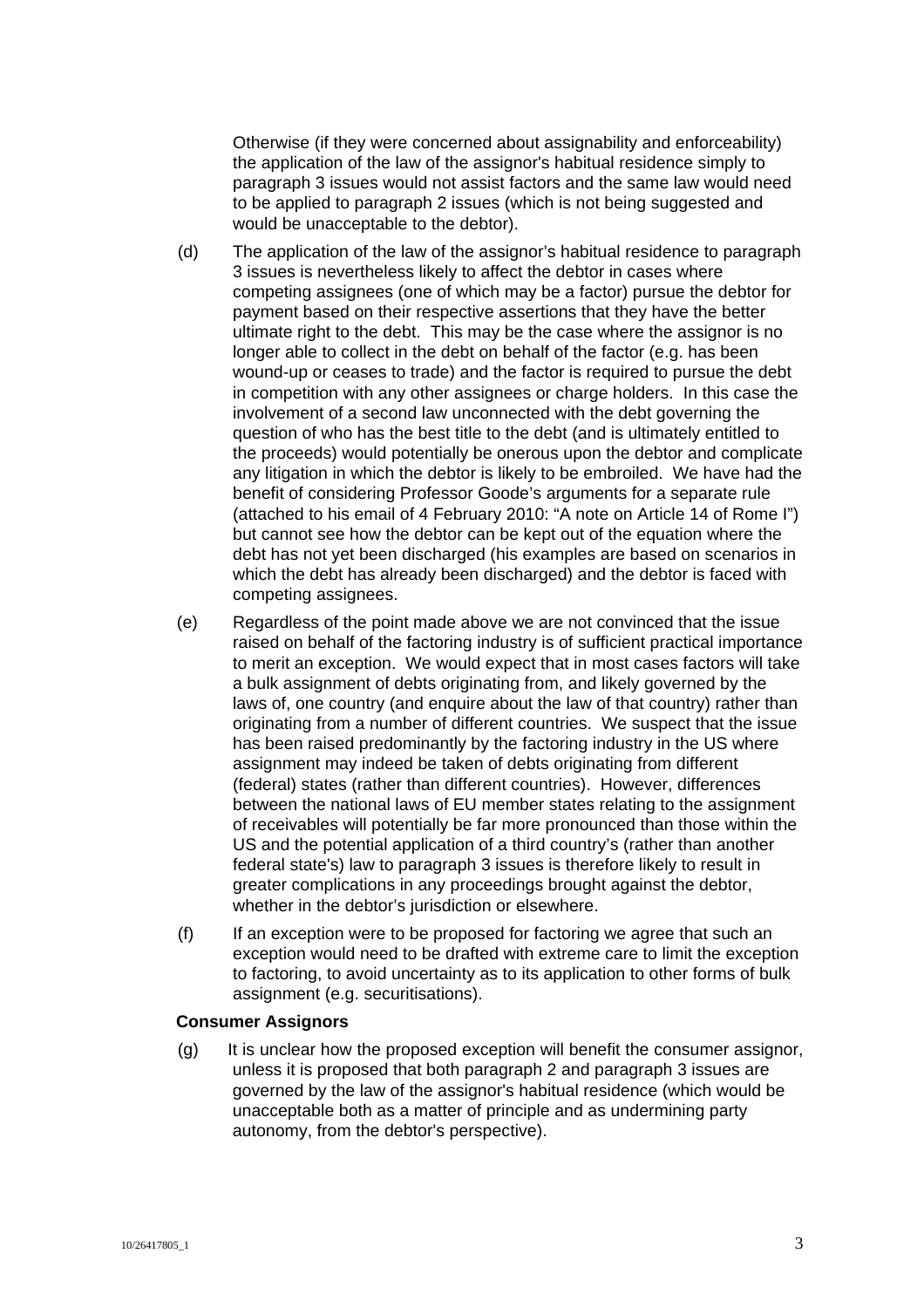Otherwise (if they were concerned about assignability and enforceability) the application of the law of the assignor's habitual residence simply to paragraph 3 issues would not assist factors and the same law would need to be applied to paragraph 2 issues (which is not being suggested and would be unacceptable to the debtor).

(d) The application of the law of the assignor's habitual residence to paragraph 3 issues is nevertheless likely to affect the debtor in cases where competing assignees (one of which may be a factor) pursue the debtor for payment based on their respective assertions that they have the better ultimate right to the debt. This may be the case where the assignor is no longer able to collect in the debt on behalf of the factor (e.g. has been wound-up or ceases to trade) and the factor is required to pursue the debt in competition with any other assignees or charge holders. In this case the involvement of a second law unconnected with the debt governing the question of who has the best title to the debt (and is ultimately entitled to the proceeds) would potentially be onerous upon the debtor and complicate any litigation in which the debtor is likely to be embroiled. We have had the benefit of considering Professor Goode's arguments for a separate rule (attached to his email of 4 February 2010: "A note on Article 14 of Rome I") but cannot see how the debtor can be kept out of the equation where the debt has not yet been discharged (his examples are based on scenarios in which the debt has already been discharged) and the debtor is faced with competing assignees.

(e) Regardless of the point made above we are not convinced that the issue raised on behalf of the factoring industry is of sufficient practical importance to merit an exception. We would expect that in most cases factors will take a bulk assignment of debts originating from, and likely governed by the laws of, one country (and enquire about the law of that country) rather than originating from a number of different countries. We suspect that the issue has been raised predominantly by the factoring industry in the US where assignment may indeed be taken of debts originating from different (federal) states (rather than different countries). However, differences between the national laws of EU member states relating to the assignment of receivables will potentially be far more pronounced than those within the US and the potential application of a third country's (rather than another federal state's) law to paragraph 3 issues is therefore likely to result in greater complications in any proceedings brought against the debtor, whether in the debtor's jurisdiction or elsewhere.

(f) If an exception were to be proposed for factoring we agree that such an exception would need to be drafted with extreme care to limit the exception to factoring, to avoid uncertainty as to its application to other forms of bulk assignment (e.g. securitisations).

**Consumer Assignors**

(g) It is unclear how the proposed exception will benefit the consumer assignor, unless it is proposed that both paragraph 2 and paragraph 3 issues are governed by the law of the assignor's habitual residence (which would be unacceptable both as a matter of principle and as undermining party autonomy, from the debtor's perspective).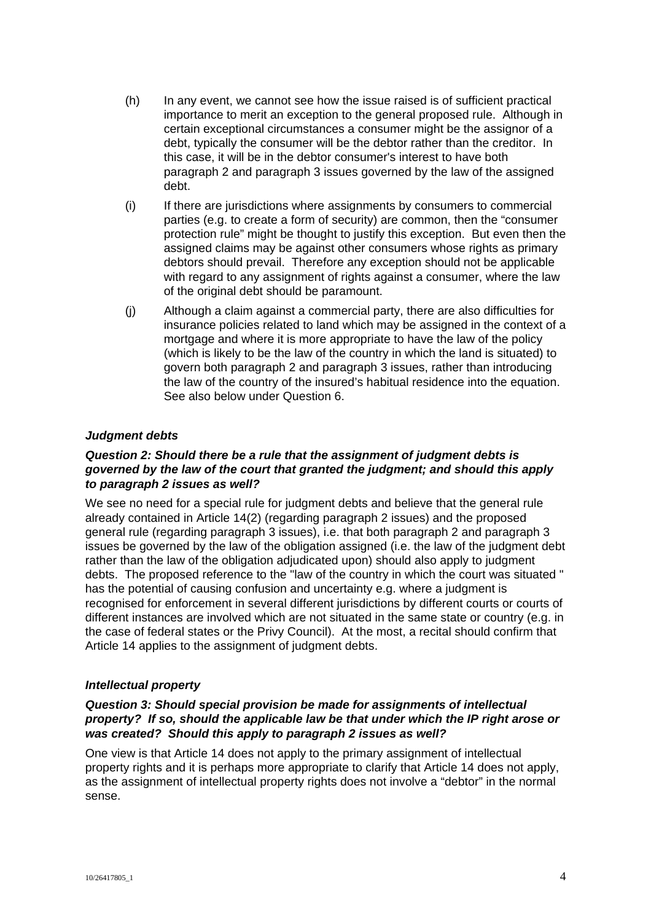(h) In any event, we cannot see how the issue raised is of sufficient practical importance to merit an exception to the general proposed rule. Although in certain exceptional circumstances a consumer might be the assignor of a debt, typically the consumer will be the debtor rather than the creditor. In this case, it will be in the debtor consumer's interest to have both paragraph 2 and paragraph 3 issues governed by the law of the assigned debt.

(i) If there are jurisdictions where assignments by consumers to commercial parties (e.g. to create a form of security) are common, then the "consumer protection rule" might be thought to justify this exception. But even then the assigned claims may be against other consumers whose rights as primary debtors should prevail. Therefore any exception should not be applicable with regard to any assignment of rights against a consumer, where the law of the original debt should be paramount.

(j) Although a claim against a commercial party, there are also difficulties for insurance policies related to land which may be assigned in the context of a mortgage and where it is more appropriate to have the law of the policy (which is likely to be the law of the country in which the land is situated) to govern both paragraph 2 and paragraph 3 issues, rather than introducing the law of the country of the insured's habitual residence into the equation. See also below under Question 6.

***Judgment debts***

***Question 2: Should there be a rule that the assignment of judgment debts is governed by the law of the court that granted the judgment; and should this apply to paragraph 2 issues as well?***

We see no need for a special rule for judgment debts and believe that the general rule already contained in Article 14(2) (regarding paragraph 2 issues) and the proposed general rule (regarding paragraph 3 issues), i.e. that both paragraph 2 and paragraph 3 issues be governed by the law of the obligation assigned (i.e. the law of the judgment debt rather than the law of the obligation adjudicated upon) should also apply to judgment debts. The proposed reference to the "law of the country in which the court was situated " has the potential of causing confusion and uncertainty e.g. where a judgment is recognised for enforcement in several different jurisdictions by different courts or courts of different instances are involved which are not situated in the same state or country (e.g. in the case of federal states or the Privy Council). At the most, a recital should confirm that Article 14 applies to the assignment of judgment debts.

***Intellectual property***

***Question 3: Should special provision be made for assignments of intellectual property? If so, should the applicable law be that under which the IP right arose or was created? Should this apply to paragraph 2 issues as well?***

One view is that Article 14 does not apply to the primary assignment of intellectual property rights and it is perhaps more appropriate to clarify that Article 14 does not apply, as the assignment of intellectual property rights does not involve a "debtor" in the normal sense.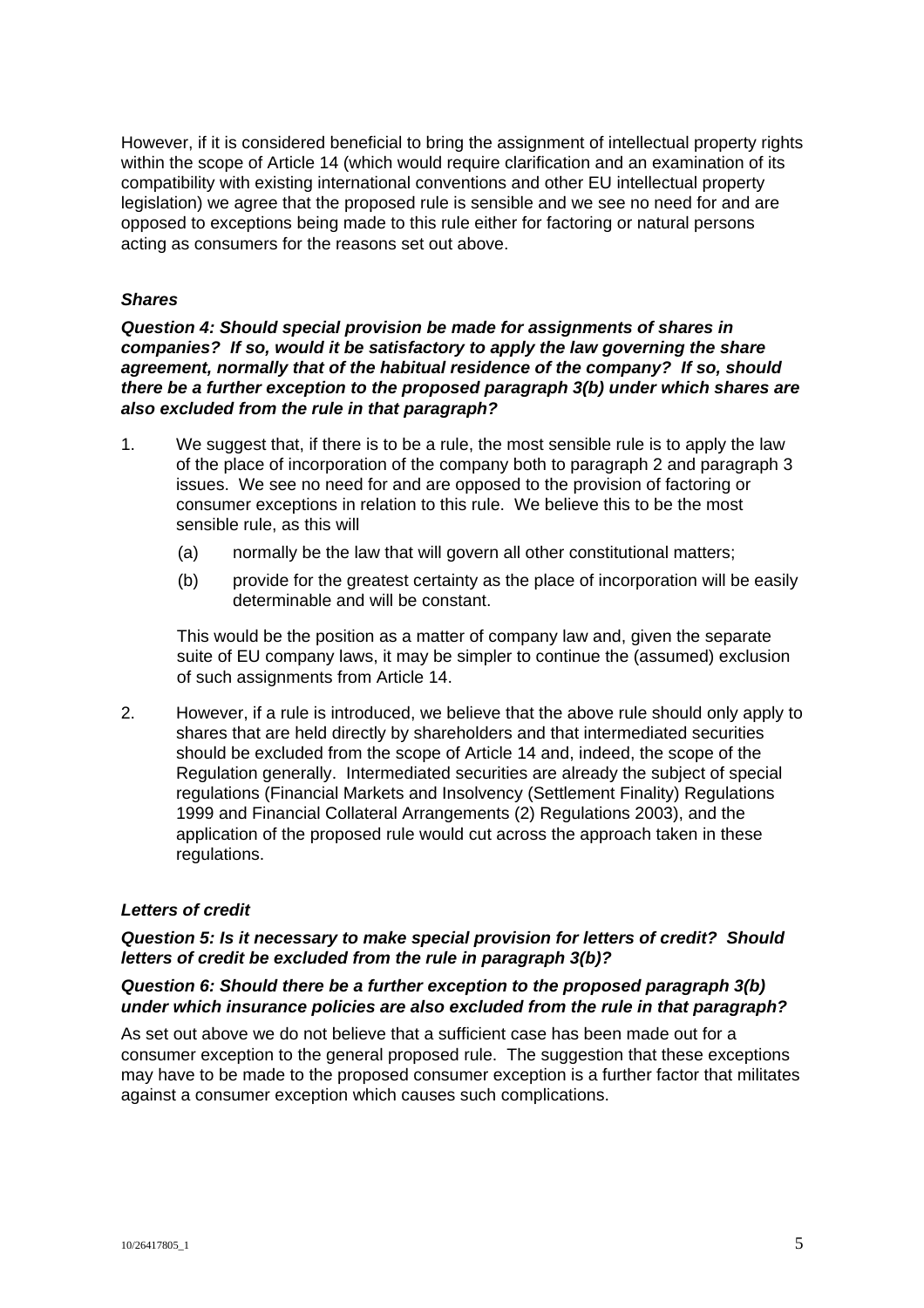However, if it is considered beneficial to bring the assignment of intellectual property rights within the scope of Article 14 (which would require clarification and an examination of its compatibility with existing international conventions and other EU intellectual property legislation) we agree that the proposed rule is sensible and we see no need for and are opposed to exceptions being made to this rule either for factoring or natural persons acting as consumers for the reasons set out above.

***Shares***

***Question 4: Should special provision be made for assignments of shares in companies? If so, would it be satisfactory to apply the law governing the share agreement, normally that of the habitual residence of the company? If so, should there be a further exception to the proposed paragraph 3(b) under which shares are also excluded from the rule in that paragraph?***

1. We suggest that, if there is to be a rule, the most sensible rule is to apply the law of the place of incorporation of the company both to paragraph 2 and paragraph 3 issues. We see no need for and are opposed to the provision of factoring or consumer exceptions in relation to this rule. We believe this to be the most sensible rule, as this will

   (a) normally be the law that will govern all other constitutional matters;

   (b) provide for the greatest certainty as the place of incorporation will be easily determinable and will be constant.

   This would be the position as a matter of company law and, given the separate suite of EU company laws, it may be simpler to continue the (assumed) exclusion of such assignments from Article 14.

2. However, if a rule is introduced, we believe that the above rule should only apply to shares that are held directly by shareholders and that intermediated securities should be excluded from the scope of Article 14 and, indeed, the scope of the Regulation generally. Intermediated securities are already the subject of special regulations (Financial Markets and Insolvency (Settlement Finality) Regulations 1999 and Financial Collateral Arrangements (2) Regulations 2003), and the application of the proposed rule would cut across the approach taken in these regulations.

***Letters of credit***

***Question 5: Is it necessary to make special provision for letters of credit? Should letters of credit be excluded from the rule in paragraph 3(b)?***

***Question 6: Should there be a further exception to the proposed paragraph 3(b) under which insurance policies are also excluded from the rule in that paragraph?***

As set out above we do not believe that a sufficient case has been made out for a consumer exception to the general proposed rule. The suggestion that these exceptions may have to be made to the proposed consumer exception is a further factor that militates against a consumer exception which causes such complications.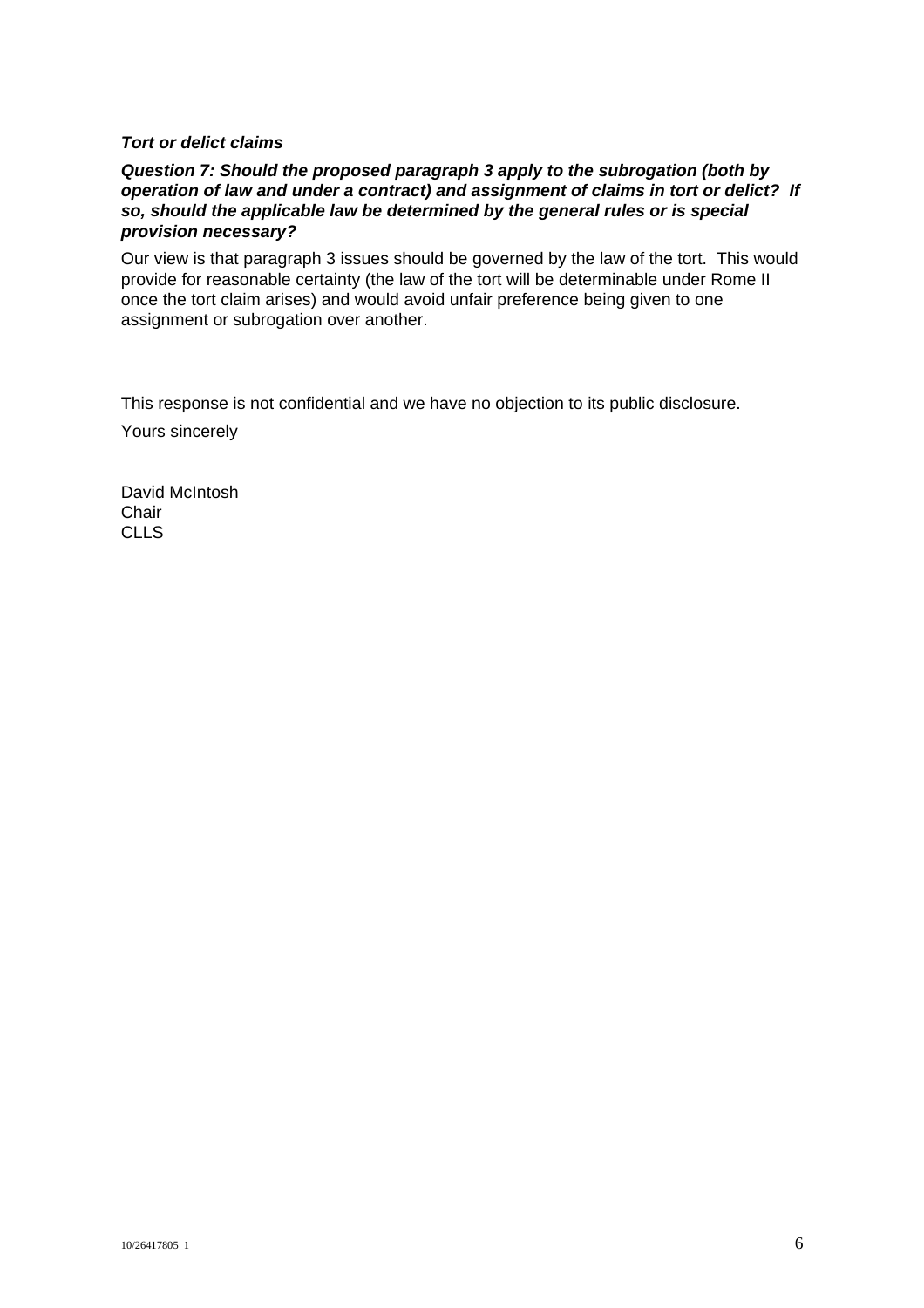***Tort or delict claims***

***Question 7: Should the proposed paragraph 3 apply to the subrogation (both by operation of law and under a contract) and assignment of claims in tort or delict? If so, should the applicable law be determined by the general rules or is special provision necessary?***

Our view is that paragraph 3 issues should be governed by the law of the tort. This would provide for reasonable certainty (the law of the tort will be determinable under Rome II once the tort claim arises) and would avoid unfair preference being given to one assignment or subrogation over another.

This response is not confidential and we have no objection to its public disclosure.

Yours sincerely

David McIntosh
Chair
CLLS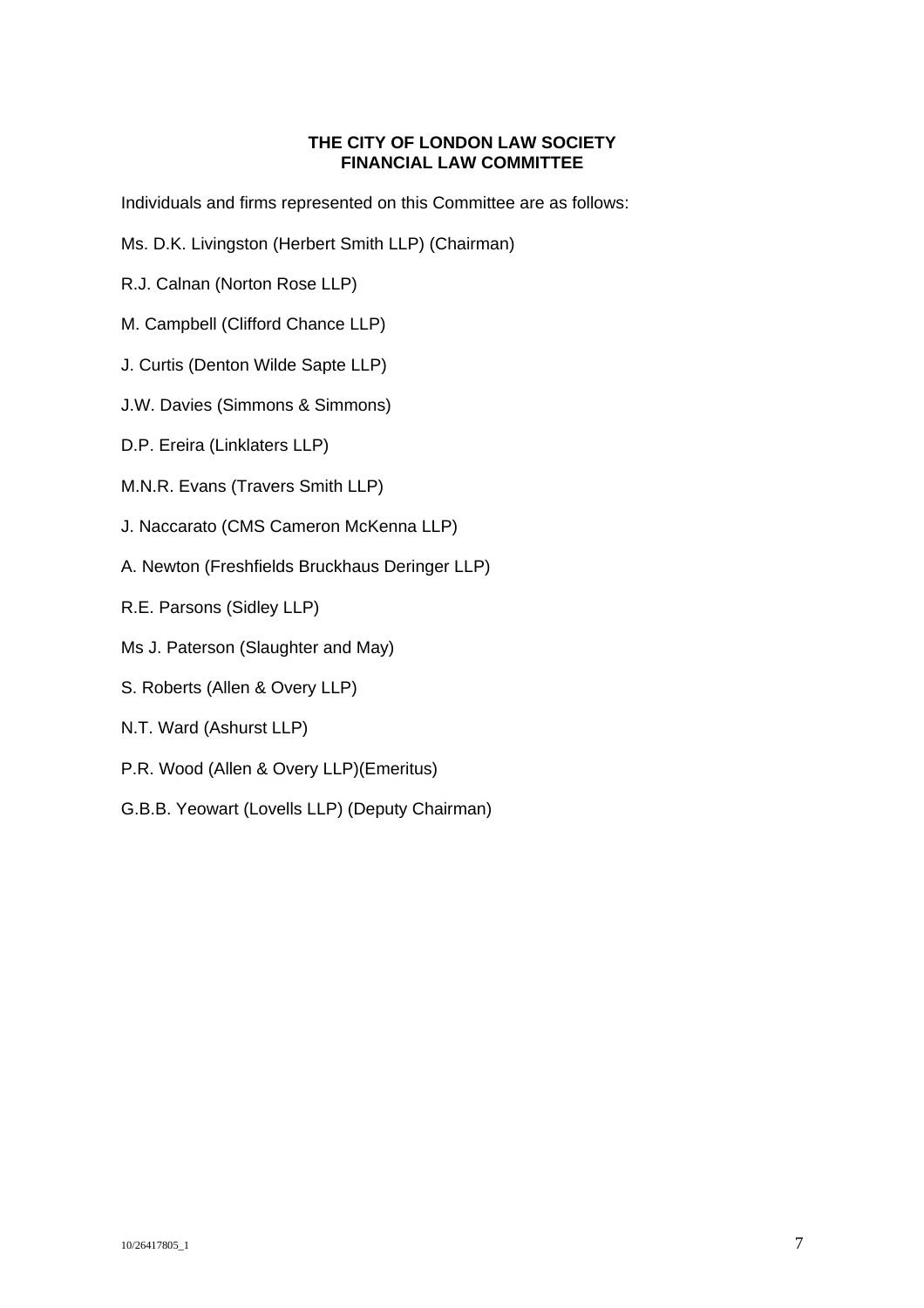**THE CITY OF LONDON LAW SOCIETY**
**FINANCIAL LAW COMMITTEE**

Individuals and firms represented on this Committee are as follows:

Ms. D.K. Livingston (Herbert Smith LLP) (Chairman)

R.J. Calnan (Norton Rose LLP)

M. Campbell (Clifford Chance LLP)

J. Curtis (Denton Wilde Sapte LLP)

J.W. Davies (Simmons & Simmons)

D.P. Ereira (Linklaters LLP)

M.N.R. Evans (Travers Smith LLP)

J. Naccarato (CMS Cameron McKenna LLP)

A. Newton (Freshfields Bruckhaus Deringer LLP)

R.E. Parsons (Sidley LLP)

Ms J. Paterson (Slaughter and May)

S. Roberts (Allen & Overy LLP)

N.T. Ward (Ashurst LLP)

P.R. Wood (Allen & Overy LLP)(Emeritus)

G.B.B. Yeowart (Lovells LLP) (Deputy Chairman)

10/26417805_1